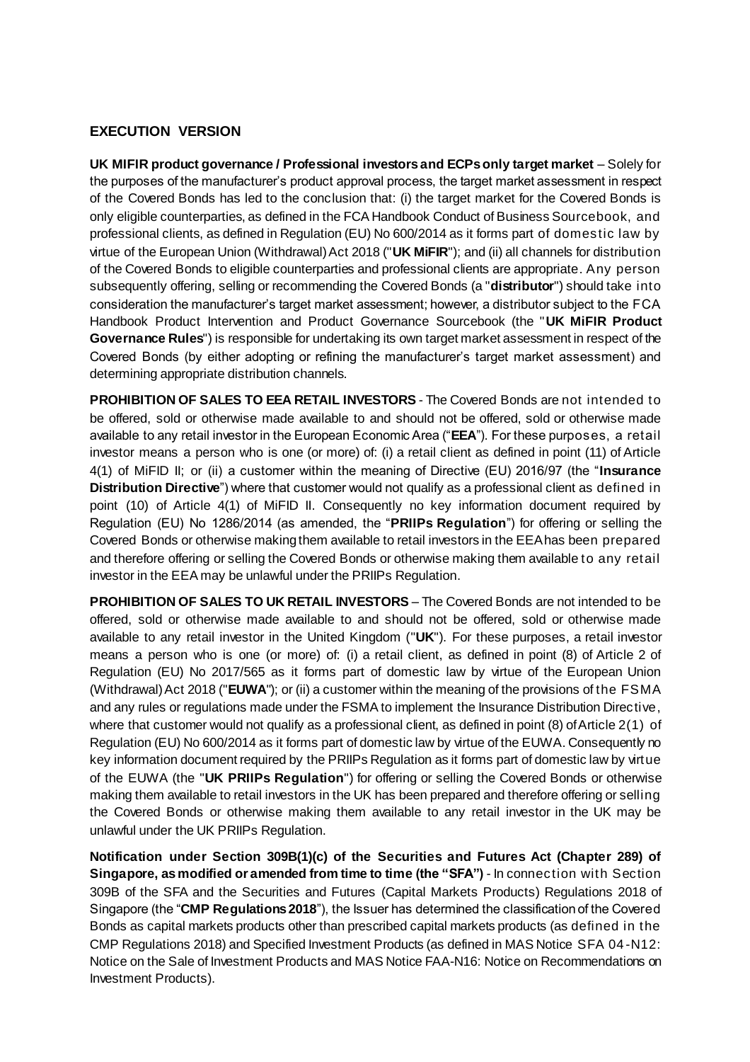**EXECUTION VERSION**

**UK MIFIR product governance / Professional investors and ECPs only target market** – Solely for the purposes of the manufacturer's product approval process, the target market assessment in respect of the Covered Bonds has led to the conclusion that: (i) the target market for the Covered Bonds is only eligible counterparties, as defined in the FCA Handbook Conduct of Business Sourcebook, and professional clients, as defined in Regulation (EU) No 600/2014 as it forms part of domestic law by virtue of the European Union (Withdrawal) Act 2018 ("**UK MiFIR**"); and (ii) all channels for distribution of the Covered Bonds to eligible counterparties and professional clients are appropriate. Any person subsequently offering, selling or recommending the Covered Bonds (a "**distributor**") should take into consideration the manufacturer's target market assessment; however, a distributor subject to the FCA Handbook Product Intervention and Product Governance Sourcebook (the "**UK MiFIR Product Governance Rules**") is responsible for undertaking its own target market assessment in respect of the Covered Bonds (by either adopting or refining the manufacturer's target market assessment) and determining appropriate distribution channels.

**PROHIBITION OF SALES TO EEA RETAIL INVESTORS** - The Covered Bonds are not intended to be offered, sold or otherwise made available to and should not be offered, sold or otherwise made available to any retail investor in the European Economic Area ("**EEA**"). For these purposes, a retail investor means a person who is one (or more) of: (i) a retail client as defined in point (11) of Article 4(1) of MiFID II; or (ii) a customer within the meaning of Directive (EU) 2016/97 (the "**Insurance Distribution Directive**") where that customer would not qualify as a professional client as defined in point (10) of Article 4(1) of MiFID II. Consequently no key information document required by Regulation (EU) No 1286/2014 (as amended, the "**PRIIPs Regulation**") for offering or selling the Covered Bonds or otherwise making them available to retail investors in the EEA has been prepared and therefore offering or selling the Covered Bonds or otherwise making them available to any retail investor in the EEA may be unlawful under the PRIIPs Regulation.

**PROHIBITION OF SALES TO UK RETAIL INVESTORS** – The Covered Bonds are not intended to be offered, sold or otherwise made available to and should not be offered, sold or otherwise made available to any retail investor in the United Kingdom ("**UK**"). For these purposes, a retail investor means a person who is one (or more) of: (i) a retail client, as defined in point (8) of Article 2 of Regulation (EU) No 2017/565 as it forms part of domestic law by virtue of the European Union (Withdrawal) Act 2018 ("**EUWA**"); or (ii) a customer within the meaning of the provisions of the FSMA and any rules or regulations made under the FSMA to implement the Insurance Distribution Directive, where that customer would not qualify as a professional client, as defined in point (8) of Article 2(1) of Regulation (EU) No 600/2014 as it forms part of domestic law by virtue of the EUWA. Consequently no key information document required by the PRIIPs Regulation as it forms part of domestic law by virtue of the EUWA (the "**UK PRIIPs Regulation**") for offering or selling the Covered Bonds or otherwise making them available to retail investors in the UK has been prepared and therefore offering or selling the Covered Bonds or otherwise making them available to any retail investor in the UK may be unlawful under the UK PRIIPs Regulation.

**Notification under Section 309B(1)(c) of the Securities and Futures Act (Chapter 289) of Singapore, as modified or amended from time to time (the "SFA")** - In connection with Section 309B of the SFA and the Securities and Futures (Capital Markets Products) Regulations 2018 of Singapore (the "**CMP Regulations 2018**"), the Issuer has determined the classification of the Covered Bonds as capital markets products other than prescribed capital markets products (as defined in the CMP Regulations 2018) and Specified Investment Products (as defined in MAS Notice SFA 04-N12: Notice on the Sale of Investment Products and MAS Notice FAA-N16: Notice on Recommendations on Investment Products).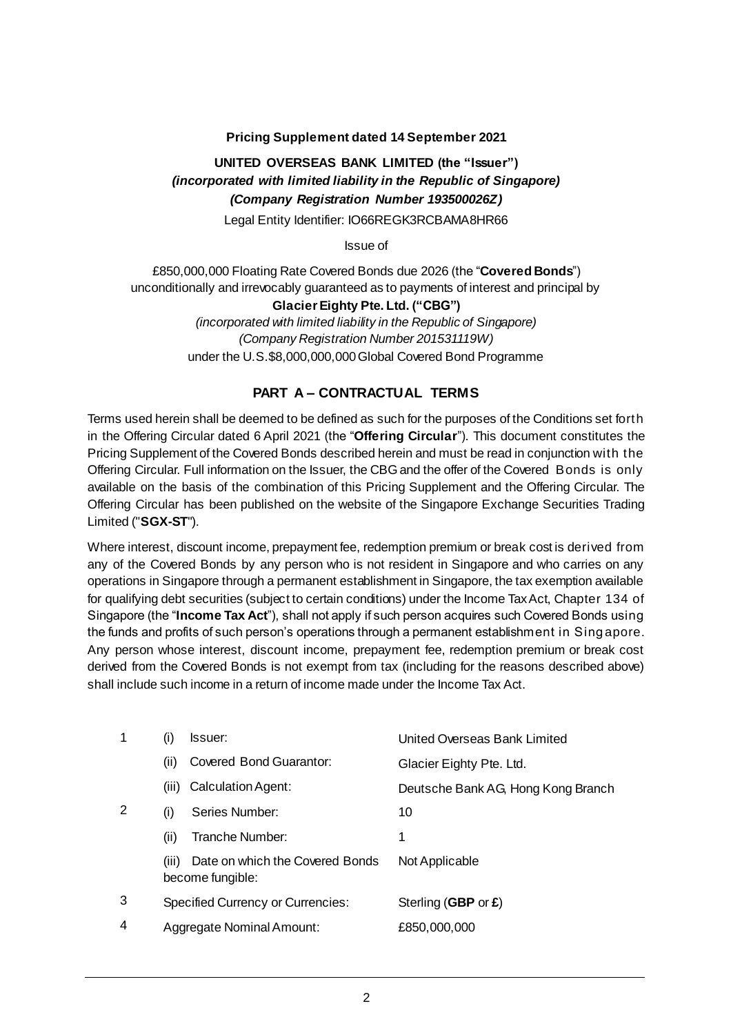**Pricing Supplement dated 14 September 2021**

**UNITED OVERSEAS BANK LIMITED (the "Issuer")**
***(incorporated with limited liability in the Republic of Singapore)***
***(Company Registration Number 193500026Z)***

Legal Entity Identifier: IO66REGK3RCBAMA8HR66

Issue of

£850,000,000 Floating Rate Covered Bonds due 2026 (the "**Covered Bonds**")
unconditionally and irrevocably guaranteed as to payments of interest and principal by
**Glacier Eighty Pte. Ltd. ("CBG")**
*(incorporated with limited liability in the Republic of Singapore)*
*(Company Registration Number 201531119W)*
under the U.S.$8,000,000,000 Global Covered Bond Programme

## PART A – CONTRACTUAL TERMS

Terms used herein shall be deemed to be defined as such for the purposes of the Conditions set forth in the Offering Circular dated 6 April 2021 (the "**Offering Circular**"). This document constitutes the Pricing Supplement of the Covered Bonds described herein and must be read in conjunction with the Offering Circular. Full information on the Issuer, the CBG and the offer of the Covered Bonds is only available on the basis of the combination of this Pricing Supplement and the Offering Circular. The Offering Circular has been published on the website of the Singapore Exchange Securities Trading Limited ("**SGX-ST**").

Where interest, discount income, prepayment fee, redemption premium or break cost is derived from any of the Covered Bonds by any person who is not resident in Singapore and who carries on any operations in Singapore through a permanent establishment in Singapore, the tax exemption available for qualifying debt securities (subject to certain conditions) under the Income Tax Act, Chapter 134 of Singapore (the "**Income Tax Act**"), shall not apply if such person acquires such Covered Bonds using the funds and profits of such person's operations through a permanent establishment in Singapore. Any person whose interest, discount income, prepayment fee, redemption premium or break cost derived from the Covered Bonds is not exempt from tax (including for the reasons described above) shall include such income in a return of income made under the Income Tax Act.

| | | |
|---|---|---|
| 1 | (i) Issuer: | United Overseas Bank Limited |
| | (ii) Covered Bond Guarantor: | Glacier Eighty Pte. Ltd. |
| | (iii) Calculation Agent: | Deutsche Bank AG, Hong Kong Branch |
| 2 | (i) Series Number: | 10 |
| | (ii) Tranche Number: | 1 |
| | (iii) Date on which the Covered Bonds become fungible: | Not Applicable |
| 3 | Specified Currency or Currencies: | Sterling (**GBP** or **£**) |
| 4 | Aggregate Nominal Amount: | £850,000,000 |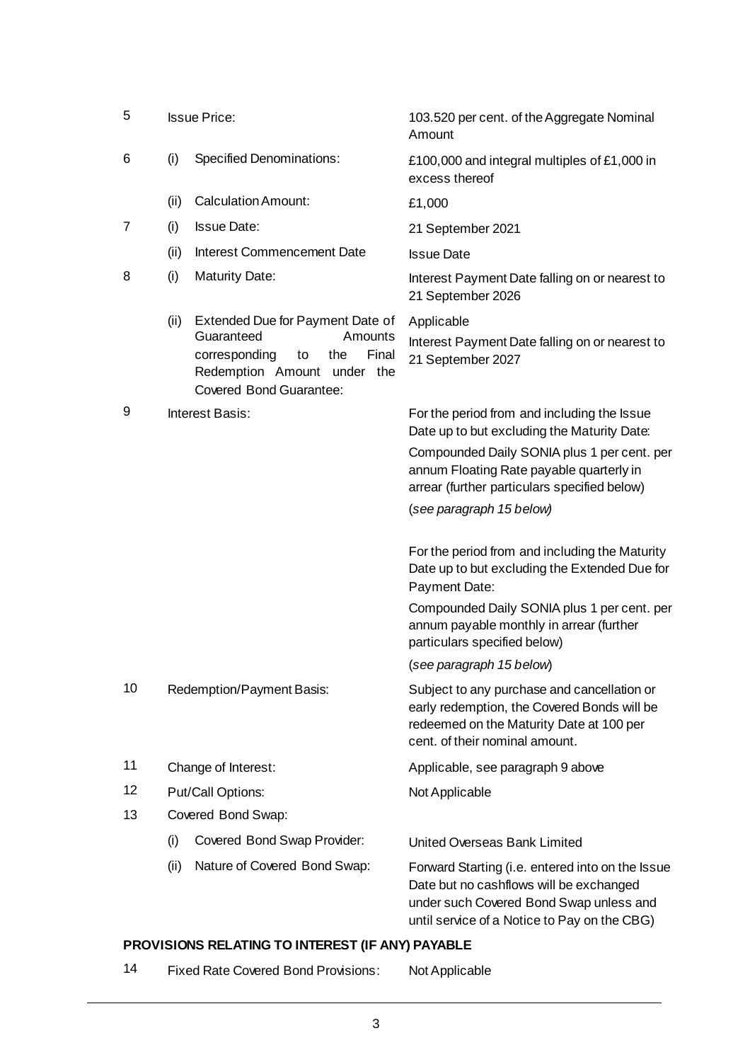| | | | |
|---|---|---|---|
| 5 | Issue Price: | | 103.520 per cent. of the Aggregate Nominal Amount |
| 6 | (i) | Specified Denominations: | £100,000 and integral multiples of £1,000 in excess thereof |
| | (ii) | Calculation Amount: | £1,000 |
| 7 | (i) | Issue Date: | 21 September 2021 |
| | (ii) | Interest Commencement Date | Issue Date |
| 8 | (i) | Maturity Date: | Interest Payment Date falling on or nearest to 21 September 2026 |
| | (ii) | Extended Due for Payment Date of Guaranteed Amounts corresponding to the Final Redemption Amount under the Covered Bond Guarantee: | Applicable<br>Interest Payment Date falling on or nearest to 21 September 2027 |
| 9 | Interest Basis: | | For the period from and including the Issue Date up to but excluding the Maturity Date:<br>Compounded Daily SONIA plus 1 per cent. per annum Floating Rate payable quarterly in arrear (further particulars specified below)<br>(*see paragraph 15 below*)<br><br>For the period from and including the Maturity Date up to but excluding the Extended Due for Payment Date:<br>Compounded Daily SONIA plus 1 per cent. per annum payable monthly in arrear (further particulars specified below)<br>(*see paragraph 15 below*) |
| 10 | Redemption/Payment Basis: | | Subject to any purchase and cancellation or early redemption, the Covered Bonds will be redeemed on the Maturity Date at 100 per cent. of their nominal amount. |
| 11 | Change of Interest: | | Applicable, see paragraph 9 above |
| 12 | Put/Call Options: | | Not Applicable |
| 13 | Covered Bond Swap: | | |
| | (i) | Covered Bond Swap Provider: | United Overseas Bank Limited |
| | (ii) | Nature of Covered Bond Swap: | Forward Starting (i.e. entered into on the Issue Date but no cashflows will be exchanged under such Covered Bond Swap unless and until service of a Notice to Pay on the CBG) |

**PROVISIONS RELATING TO INTEREST (IF ANY) PAYABLE**

| | | |
|---|---|---|
| 14 | Fixed Rate Covered Bond Provisions: | Not Applicable |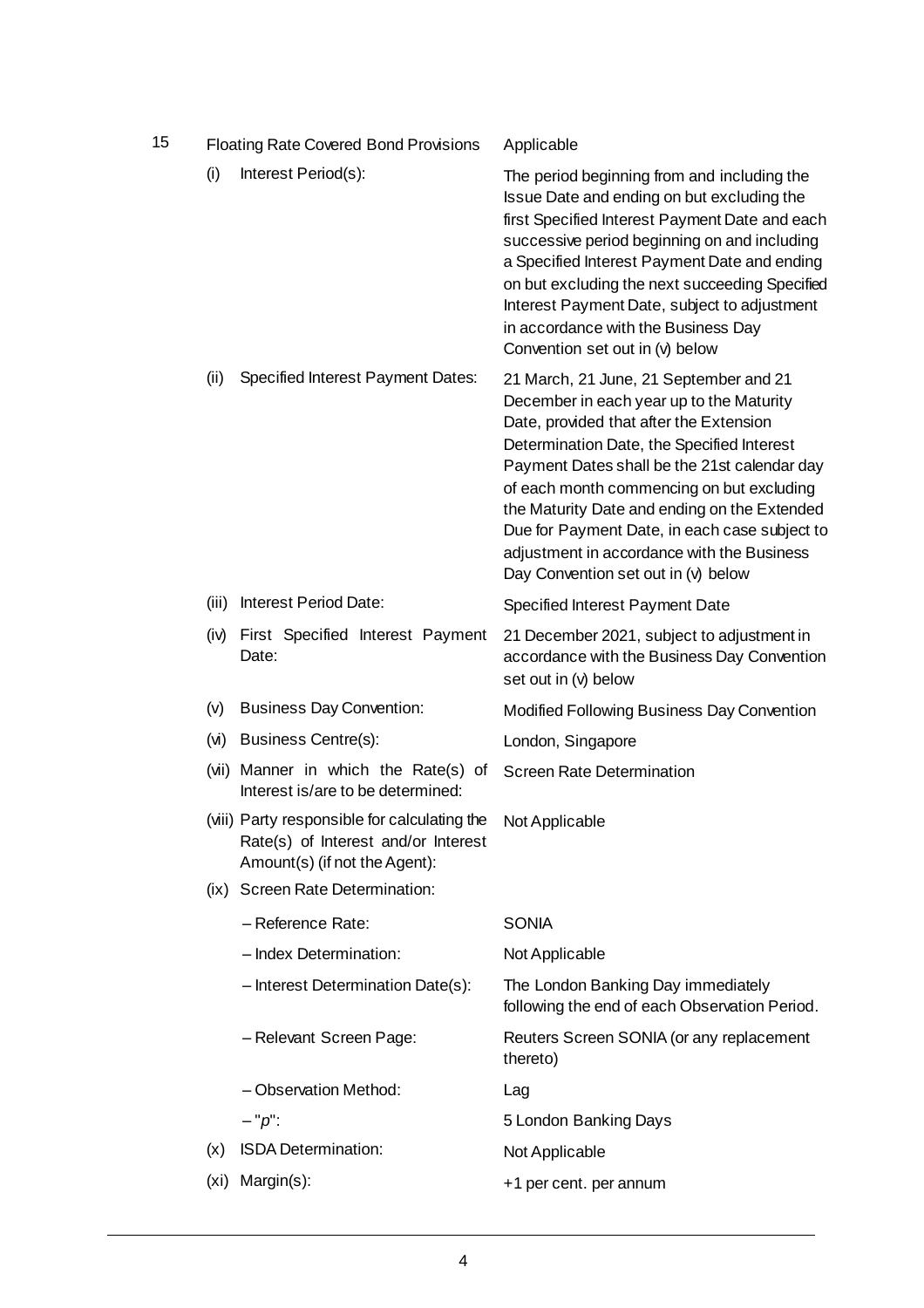| 15 | Floating Rate Covered Bond Provisions | Applicable |
|---|---|---|
| | (i) Interest Period(s): | The period beginning from and including the Issue Date and ending on but excluding the first Specified Interest Payment Date and each successive period beginning on and including a Specified Interest Payment Date and ending on but excluding the next succeeding Specified Interest Payment Date, subject to adjustment in accordance with the Business Day Convention set out in (v) below |
| | (ii) Specified Interest Payment Dates: | 21 March, 21 June, 21 September and 21 December in each year up to the Maturity Date, provided that after the Extension Determination Date, the Specified Interest Payment Dates shall be the 21st calendar day of each month commencing on but excluding the Maturity Date and ending on the Extended Due for Payment Date, in each case subject to adjustment in accordance with the Business Day Convention set out in (v) below |
| | (iii) Interest Period Date: | Specified Interest Payment Date |
| | (iv) First Specified Interest Payment Date: | 21 December 2021, subject to adjustment in accordance with the Business Day Convention set out in (v) below |
| | (v) Business Day Convention: | Modified Following Business Day Convention |
| | (vi) Business Centre(s): | London, Singapore |
| | (vii) Manner in which the Rate(s) of Interest is/are to be determined: | Screen Rate Determination |
| | (viii) Party responsible for calculating the Rate(s) of Interest and/or Interest Amount(s) (if not the Agent): | Not Applicable |
| | (ix) Screen Rate Determination: | |
| | – Reference Rate: | SONIA |
| | – Index Determination: | Not Applicable |
| | – Interest Determination Date(s): | The London Banking Day immediately following the end of each Observation Period. |
| | – Relevant Screen Page: | Reuters Screen SONIA (or any replacement thereto) |
| | – Observation Method: | Lag |
| | – "*p*": | 5 London Banking Days |
| | (x) ISDA Determination: | Not Applicable |
| | (xi) Margin(s): | +1 per cent. per annum |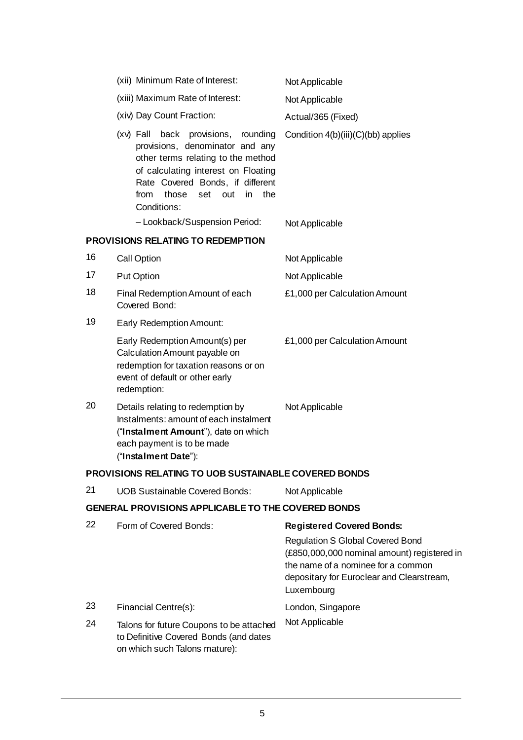| | | |
|---|---|---|
| | (xii) Minimum Rate of Interest: | Not Applicable |
| | (xiii) Maximum Rate of Interest: | Not Applicable |
| | (xiv) Day Count Fraction: | Actual/365 (Fixed) |
| | (xv) Fall back provisions, rounding provisions, denominator and any other terms relating to the method of calculating interest on Floating Rate Covered Bonds, if different from those set out in the Conditions: | Condition 4(b)(iii)(C)(bb) applies |
| | – Lookback/Suspension Period: | Not Applicable |

**PROVISIONS RELATING TO REDEMPTION**

| | | |
|---|---|---|
| 16 | Call Option | Not Applicable |
| 17 | Put Option | Not Applicable |
| 18 | Final Redemption Amount of each Covered Bond: | £1,000 per Calculation Amount |
| 19 | Early Redemption Amount: | |
| | Early Redemption Amount(s) per Calculation Amount payable on redemption for taxation reasons or on event of default or other early redemption: | £1,000 per Calculation Amount |
| 20 | Details relating to redemption by Instalments: amount of each instalment ("**Instalment Amount**"), date on which each payment is to be made ("**Instalment Date**"): | Not Applicable |

**PROVISIONS RELATING TO UOB SUSTAINABLE COVERED BONDS**

| | | |
|---|---|---|
| 21 | UOB Sustainable Covered Bonds: | Not Applicable |

**GENERAL PROVISIONS APPLICABLE TO THE COVERED BONDS**

| | | |
|---|---|---|
| 22 | Form of Covered Bonds: | **Registered Covered Bonds:** Regulation S Global Covered Bond (£850,000,000 nominal amount) registered in the name of a nominee for a common depositary for Euroclear and Clearstream, Luxembourg |
| 23 | Financial Centre(s): | London, Singapore |
| 24 | Talons for future Coupons to be attached to Definitive Covered Bonds (and dates on which such Talons mature): | Not Applicable |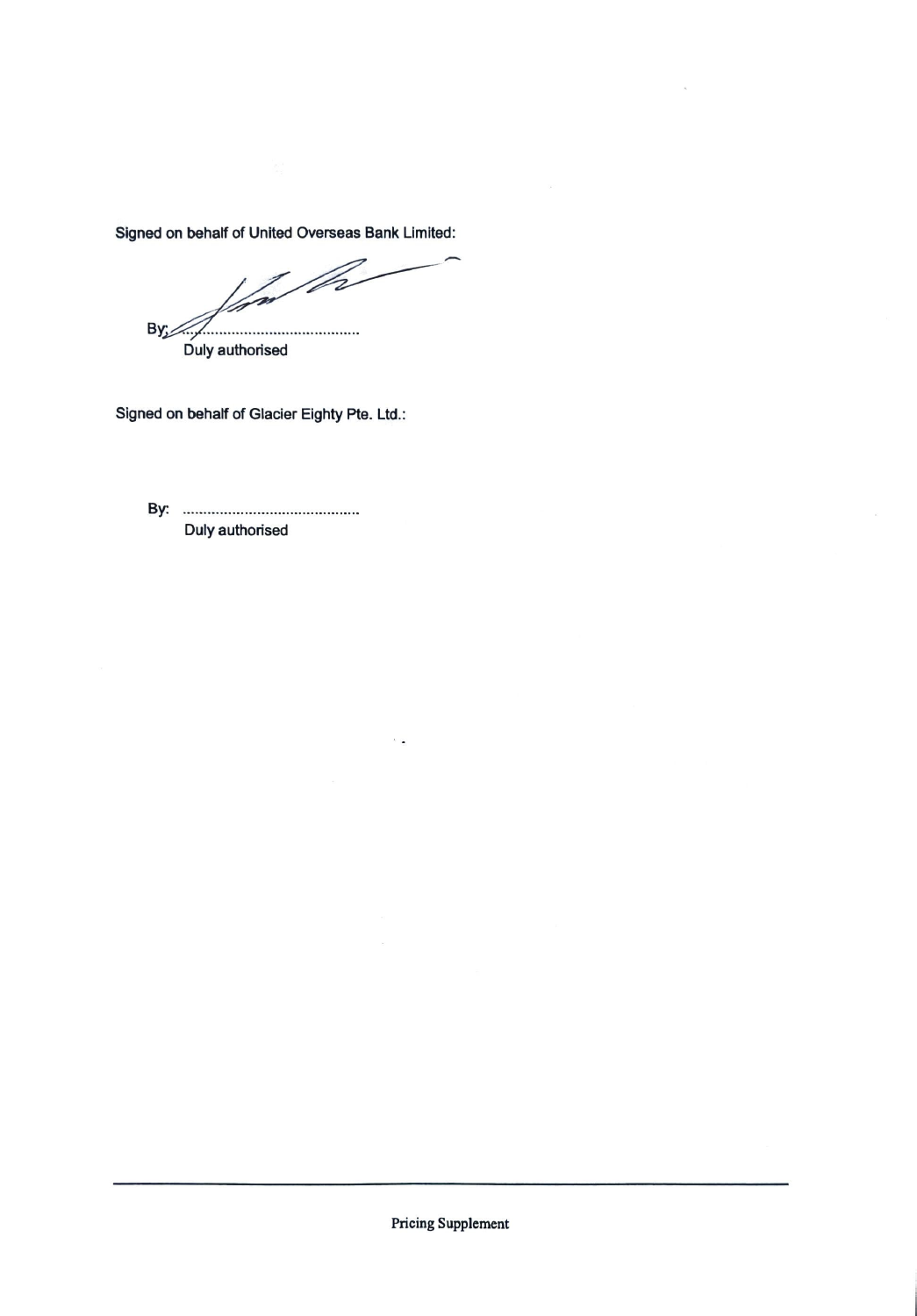Signed on behalf of United Overseas Bank Limited:

By: ..........................................
Duly authorised

Signed on behalf of Glacier Eighty Pte. Ltd.:

By: ..........................................
Duly authorised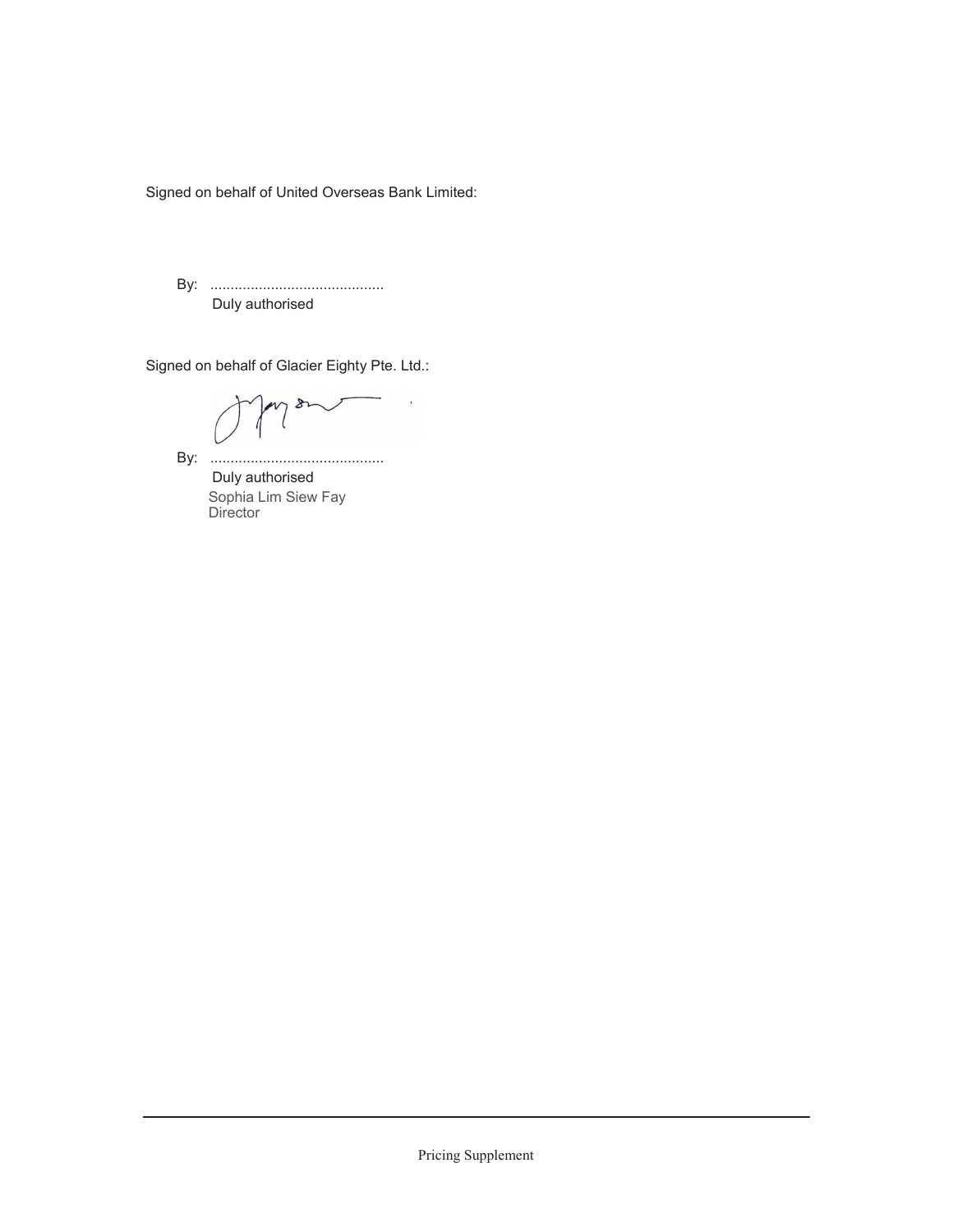Signed on behalf of United Overseas Bank Limited:

By: ...........................................
Duly authorised

Signed on behalf of Glacier Eighty Pte. Ltd.:

By: ...........................................
Duly authorised
Sophia Lim Siew Fay
Director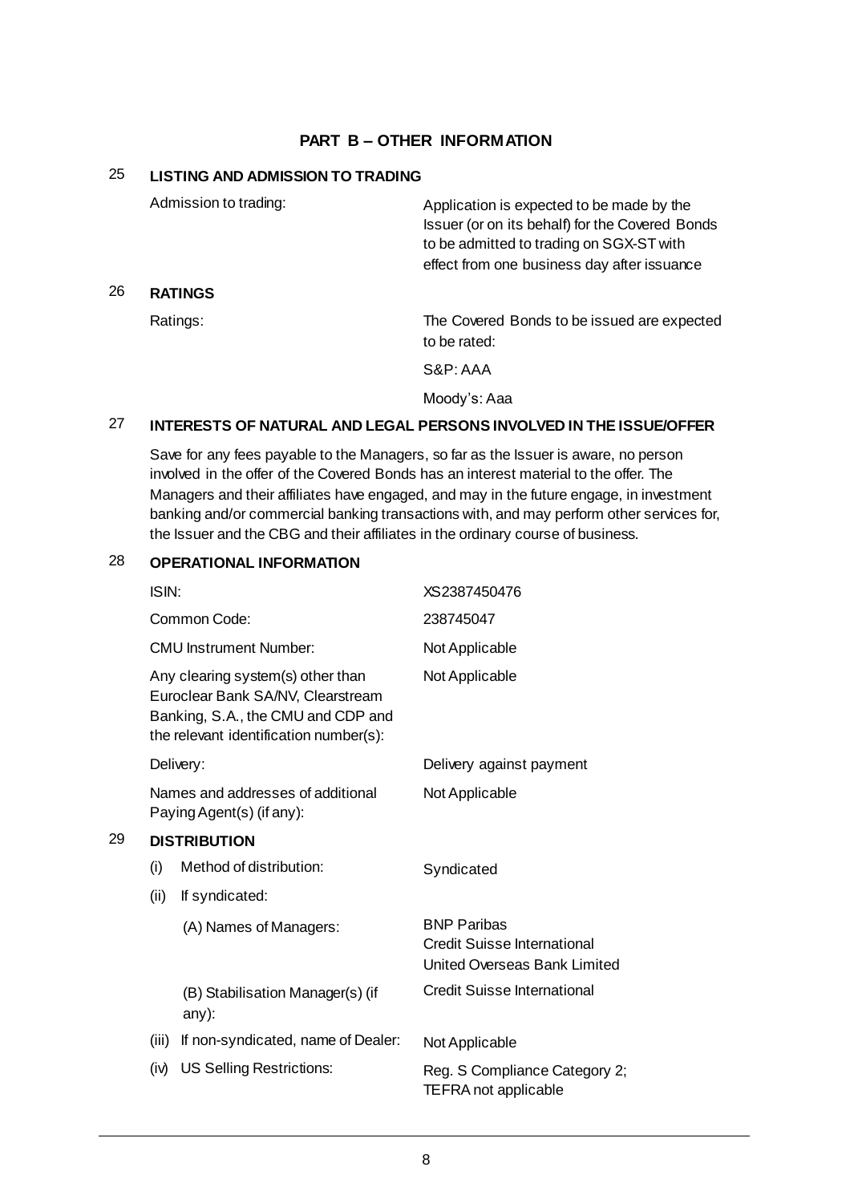## PART B – OTHER INFORMATION

### 25 LISTING AND ADMISSION TO TRADING

| | |
|---|---|
| Admission to trading: | Application is expected to be made by the Issuer (or on its behalf) for the Covered Bonds to be admitted to trading on SGX-ST with effect from one business day after issuance |

### 26 RATINGS

| | |
|---|---|
| Ratings: | The Covered Bonds to be issued are expected to be rated:<br>S&P: AAA<br>Moody's: Aaa |

### 27 INTERESTS OF NATURAL AND LEGAL PERSONS INVOLVED IN THE ISSUE/OFFER

Save for any fees payable to the Managers, so far as the Issuer is aware, no person involved in the offer of the Covered Bonds has an interest material to the offer. The Managers and their affiliates have engaged, and may in the future engage, in investment banking and/or commercial banking transactions with, and may perform other services for, the Issuer and the CBG and their affiliates in the ordinary course of business.

### 28 OPERATIONAL INFORMATION

| | |
|---|---|
| ISIN: | XS2387450476 |
| Common Code: | 238745047 |
| CMU Instrument Number: | Not Applicable |
| Any clearing system(s) other than Euroclear Bank SA/NV, Clearstream Banking, S.A., the CMU and CDP and the relevant identification number(s): | Not Applicable |
| Delivery: | Delivery against payment |
| Names and addresses of additional Paying Agent(s) (if any): | Not Applicable |

### 29 DISTRIBUTION

| | |
|---|---|
| (i) Method of distribution: | Syndicated |
| (ii) If syndicated: | |
| (A) Names of Managers: | BNP Paribas<br>Credit Suisse International<br>United Overseas Bank Limited |
| (B) Stabilisation Manager(s) (if any): | Credit Suisse International |
| (iii) If non-syndicated, name of Dealer: | Not Applicable |
| (iv) US Selling Restrictions: | Reg. S Compliance Category 2; TEFRA not applicable |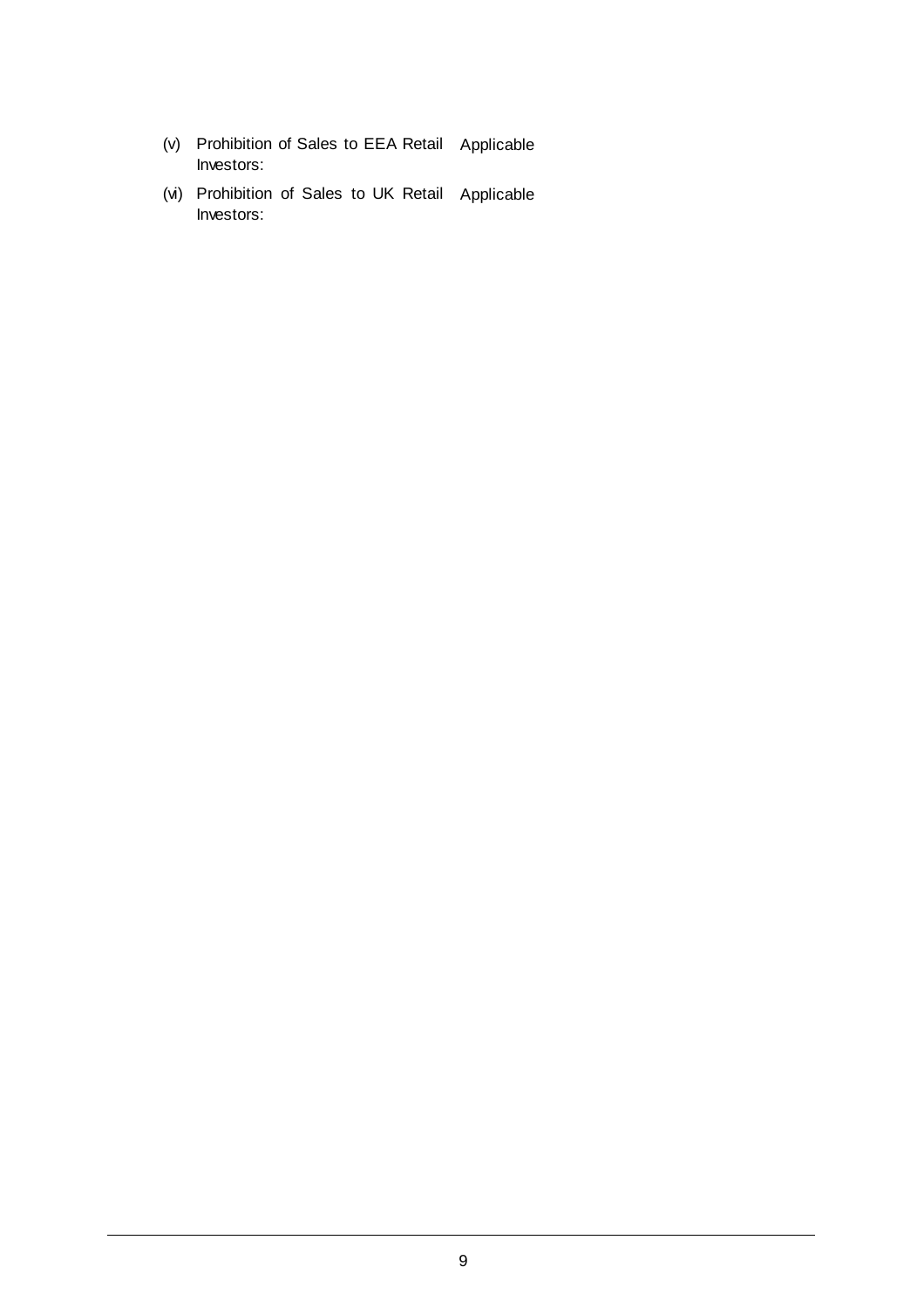| | | |
|---|---|---|
| (v) | Prohibition of Sales to EEA Retail Investors: | Applicable |
| (vi) | Prohibition of Sales to UK Retail Investors: | Applicable |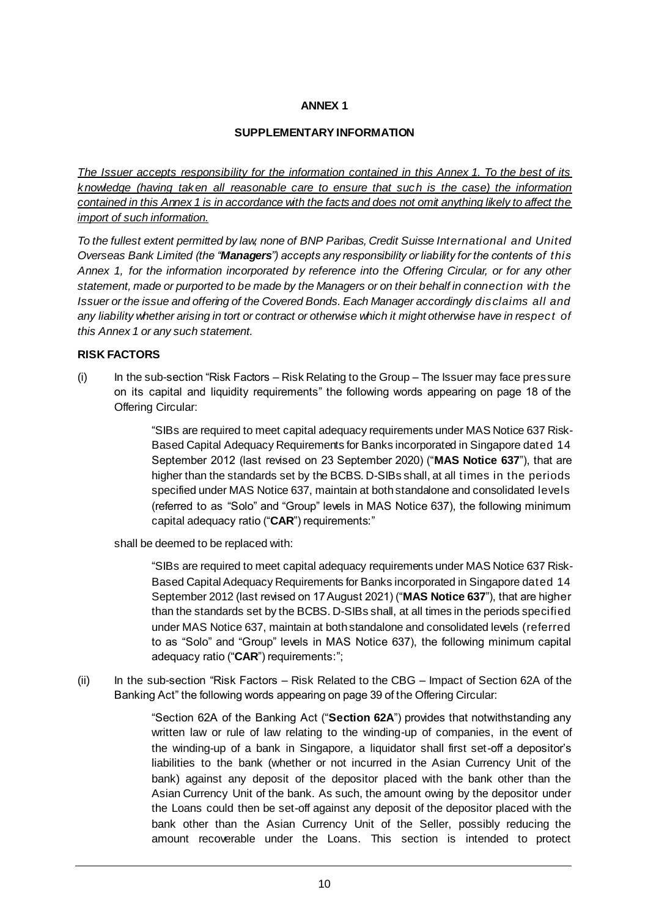**ANNEX 1**

**SUPPLEMENTARY INFORMATION**

*The Issuer accepts responsibility for the information contained in this Annex 1. To the best of its knowledge (having taken all reasonable care to ensure that such is the case) the information contained in this Annex 1 is in accordance with the facts and does not omit anything likely to affect the import of such information.*

*To the fullest extent permitted by law, none of BNP Paribas, Credit Suisse International and United Overseas Bank Limited (the "**Managers**") accepts any responsibility or liability for the contents of this Annex 1, for the information incorporated by reference into the Offering Circular, or for any other statement, made or purported to be made by the Managers or on their behalf in connection with the Issuer or the issue and offering of the Covered Bonds. Each Manager accordingly disclaims all and any liability whether arising in tort or contract or otherwise which it might otherwise have in respect of this Annex 1 or any such statement.*

**RISK FACTORS**

(i) In the sub-section "Risk Factors – Risk Relating to the Group – The Issuer may face pressure on its capital and liquidity requirements" the following words appearing on page 18 of the Offering Circular:

> "SIBs are required to meet capital adequacy requirements under MAS Notice 637 Risk-Based Capital Adequacy Requirements for Banks incorporated in Singapore dated 14 September 2012 (last revised on 23 September 2020) ("**MAS Notice 637**"), that are higher than the standards set by the BCBS. D-SIBs shall, at all times in the periods specified under MAS Notice 637, maintain at both standalone and consolidated levels (referred to as "Solo" and "Group" levels in MAS Notice 637), the following minimum capital adequacy ratio ("**CAR**") requirements:"

shall be deemed to be replaced with:

> "SIBs are required to meet capital adequacy requirements under MAS Notice 637 Risk-Based Capital Adequacy Requirements for Banks incorporated in Singapore dated 14 September 2012 (last revised on 17 August 2021) ("**MAS Notice 637**"), that are higher than the standards set by the BCBS. D-SIBs shall, at all times in the periods specified under MAS Notice 637, maintain at both standalone and consolidated levels (referred to as "Solo" and "Group" levels in MAS Notice 637), the following minimum capital adequacy ratio ("**CAR**") requirements:";

(ii) In the sub-section "Risk Factors – Risk Related to the CBG – Impact of Section 62A of the Banking Act" the following words appearing on page 39 of the Offering Circular:

> "Section 62A of the Banking Act ("**Section 62A**") provides that notwithstanding any written law or rule of law relating to the winding-up of companies, in the event of the winding-up of a bank in Singapore, a liquidator shall first set-off a depositor's liabilities to the bank (whether or not incurred in the Asian Currency Unit of the bank) against any deposit of the depositor placed with the bank other than the Asian Currency Unit of the bank. As such, the amount owing by the depositor under the Loans could then be set-off against any deposit of the depositor placed with the bank other than the Asian Currency Unit of the Seller, possibly reducing the amount recoverable under the Loans. This section is intended to protect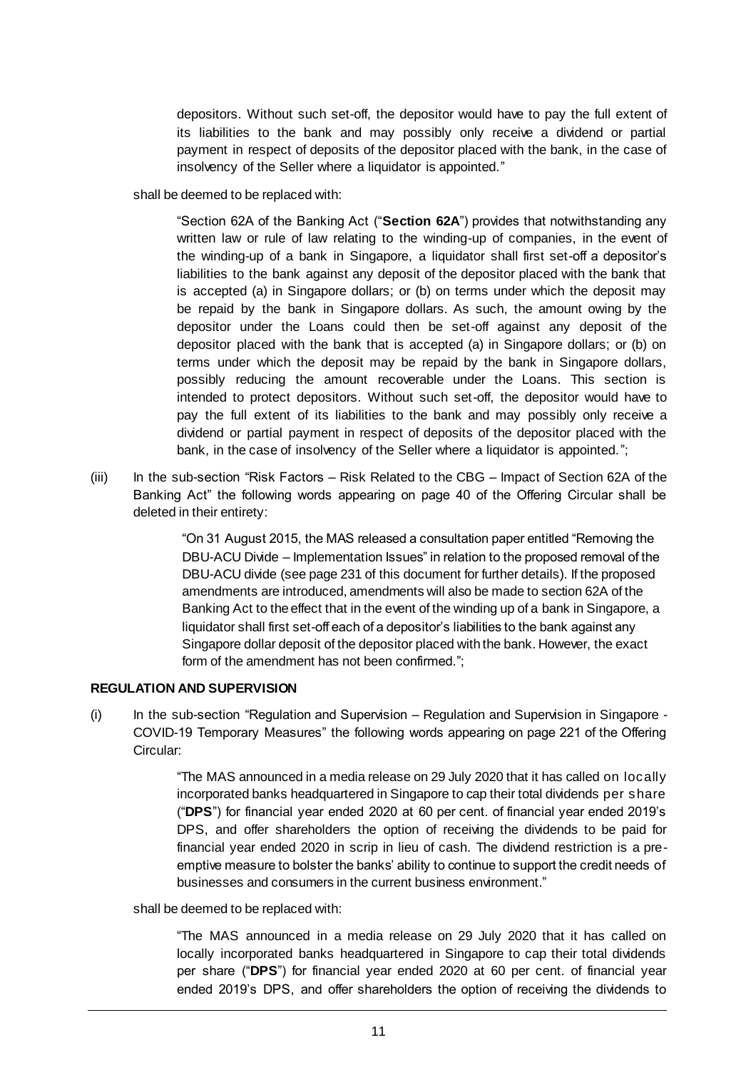depositors. Without such set-off, the depositor would have to pay the full extent of its liabilities to the bank and may possibly only receive a dividend or partial payment in respect of deposits of the depositor placed with the bank, in the case of insolvency of the Seller where a liquidator is appointed."

shall be deemed to be replaced with:

> "Section 62A of the Banking Act ("**Section 62A**") provides that notwithstanding any written law or rule of law relating to the winding-up of companies, in the event of the winding-up of a bank in Singapore, a liquidator shall first set-off a depositor's liabilities to the bank against any deposit of the depositor placed with the bank that is accepted (a) in Singapore dollars; or (b) on terms under which the deposit may be repaid by the bank in Singapore dollars. As such, the amount owing by the depositor under the Loans could then be set-off against any deposit of the depositor placed with the bank that is accepted (a) in Singapore dollars; or (b) on terms under which the deposit may be repaid by the bank in Singapore dollars, possibly reducing the amount recoverable under the Loans. This section is intended to protect depositors. Without such set-off, the depositor would have to pay the full extent of its liabilities to the bank and may possibly only receive a dividend or partial payment in respect of deposits of the depositor placed with the bank, in the case of insolvency of the Seller where a liquidator is appointed.";

(iii) In the sub-section "Risk Factors – Risk Related to the CBG – Impact of Section 62A of the Banking Act" the following words appearing on page 40 of the Offering Circular shall be deleted in their entirety:

> "On 31 August 2015, the MAS released a consultation paper entitled "Removing the DBU-ACU Divide – Implementation Issues" in relation to the proposed removal of the DBU-ACU divide (see page 231 of this document for further details). If the proposed amendments are introduced, amendments will also be made to section 62A of the Banking Act to the effect that in the event of the winding up of a bank in Singapore, a liquidator shall first set-off each of a depositor's liabilities to the bank against any Singapore dollar deposit of the depositor placed with the bank. However, the exact form of the amendment has not been confirmed.";

## REGULATION AND SUPERVISION

(i) In the sub-section "Regulation and Supervision – Regulation and Supervision in Singapore - COVID-19 Temporary Measures" the following words appearing on page 221 of the Offering Circular:

> "The MAS announced in a media release on 29 July 2020 that it has called on locally incorporated banks headquartered in Singapore to cap their total dividends per share ("**DPS**") for financial year ended 2020 at 60 per cent. of financial year ended 2019's DPS, and offer shareholders the option of receiving the dividends to be paid for financial year ended 2020 in scrip in lieu of cash. The dividend restriction is a pre-emptive measure to bolster the banks' ability to continue to support the credit needs of businesses and consumers in the current business environment."

shall be deemed to be replaced with:

> "The MAS announced in a media release on 29 July 2020 that it has called on locally incorporated banks headquartered in Singapore to cap their total dividends per share ("**DPS**") for financial year ended 2020 at 60 per cent. of financial year ended 2019's DPS, and offer shareholders the option of receiving the dividends to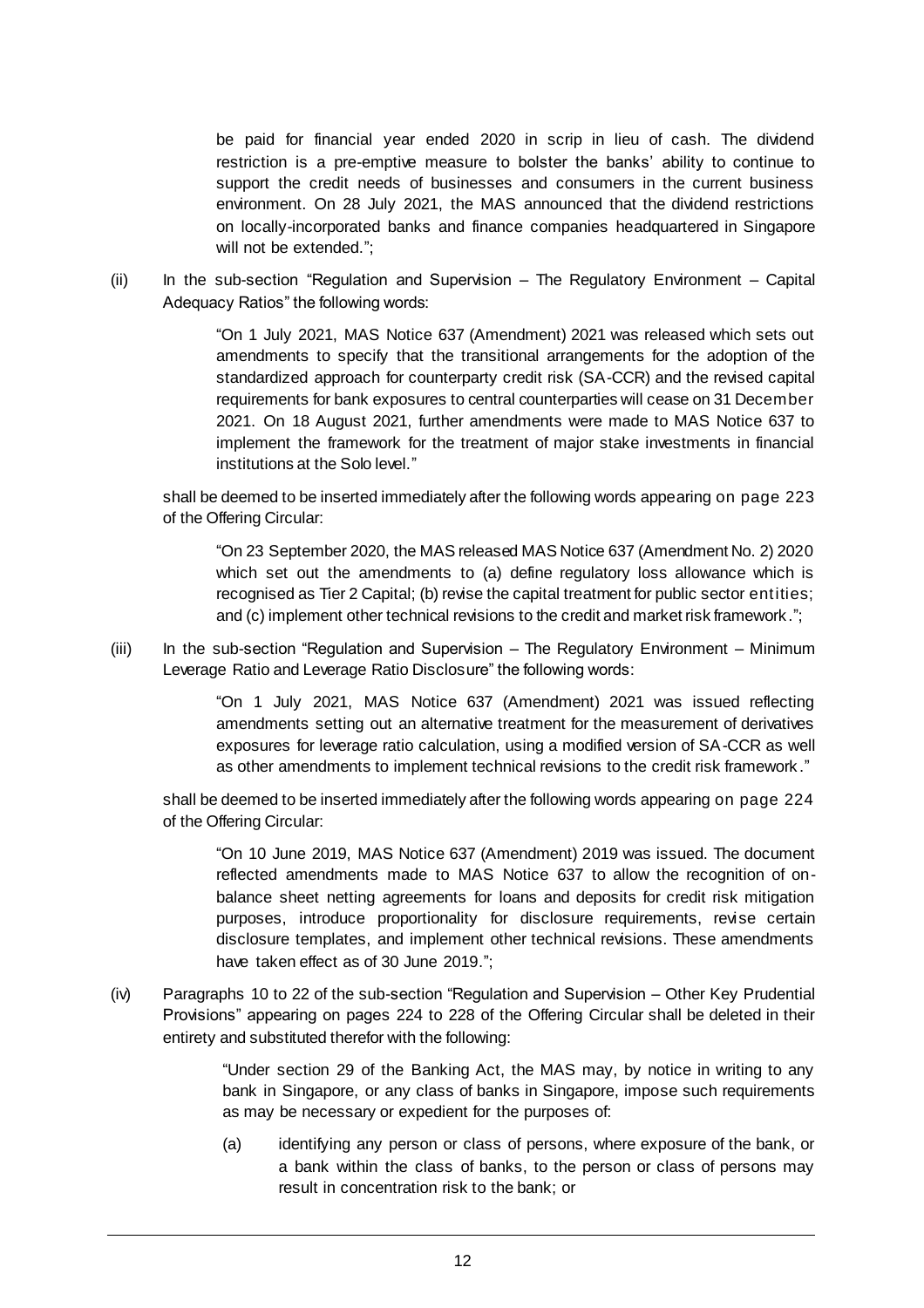be paid for financial year ended 2020 in scrip in lieu of cash. The dividend restriction is a pre-emptive measure to bolster the banks' ability to continue to support the credit needs of businesses and consumers in the current business environment. On 28 July 2021, the MAS announced that the dividend restrictions on locally-incorporated banks and finance companies headquartered in Singapore will not be extended.";

(ii) In the sub-section "Regulation and Supervision – The Regulatory Environment – Capital Adequacy Ratios" the following words:

> "On 1 July 2021, MAS Notice 637 (Amendment) 2021 was released which sets out amendments to specify that the transitional arrangements for the adoption of the standardized approach for counterparty credit risk (SA-CCR) and the revised capital requirements for bank exposures to central counterparties will cease on 31 December 2021. On 18 August 2021, further amendments were made to MAS Notice 637 to implement the framework for the treatment of major stake investments in financial institutions at the Solo level."

shall be deemed to be inserted immediately after the following words appearing on page 223 of the Offering Circular:

> "On 23 September 2020, the MAS released MAS Notice 637 (Amendment No. 2) 2020 which set out the amendments to (a) define regulatory loss allowance which is recognised as Tier 2 Capital; (b) revise the capital treatment for public sector entities; and (c) implement other technical revisions to the credit and market risk framework.";

(iii) In the sub-section "Regulation and Supervision – The Regulatory Environment – Minimum Leverage Ratio and Leverage Ratio Disclosure" the following words:

> "On 1 July 2021, MAS Notice 637 (Amendment) 2021 was issued reflecting amendments setting out an alternative treatment for the measurement of derivatives exposures for leverage ratio calculation, using a modified version of SA-CCR as well as other amendments to implement technical revisions to the credit risk framework."

shall be deemed to be inserted immediately after the following words appearing on page 224 of the Offering Circular:

> "On 10 June 2019, MAS Notice 637 (Amendment) 2019 was issued. The document reflected amendments made to MAS Notice 637 to allow the recognition of on-balance sheet netting agreements for loans and deposits for credit risk mitigation purposes, introduce proportionality for disclosure requirements, revise certain disclosure templates, and implement other technical revisions. These amendments have taken effect as of 30 June 2019.";

(iv) Paragraphs 10 to 22 of the sub-section "Regulation and Supervision – Other Key Prudential Provisions" appearing on pages 224 to 228 of the Offering Circular shall be deleted in their entirety and substituted therefor with the following:

> "Under section 29 of the Banking Act, the MAS may, by notice in writing to any bank in Singapore, or any class of banks in Singapore, impose such requirements as may be necessary or expedient for the purposes of:
>
> (a) identifying any person or class of persons, where exposure of the bank, or a bank within the class of banks, to the person or class of persons may result in concentration risk to the bank; or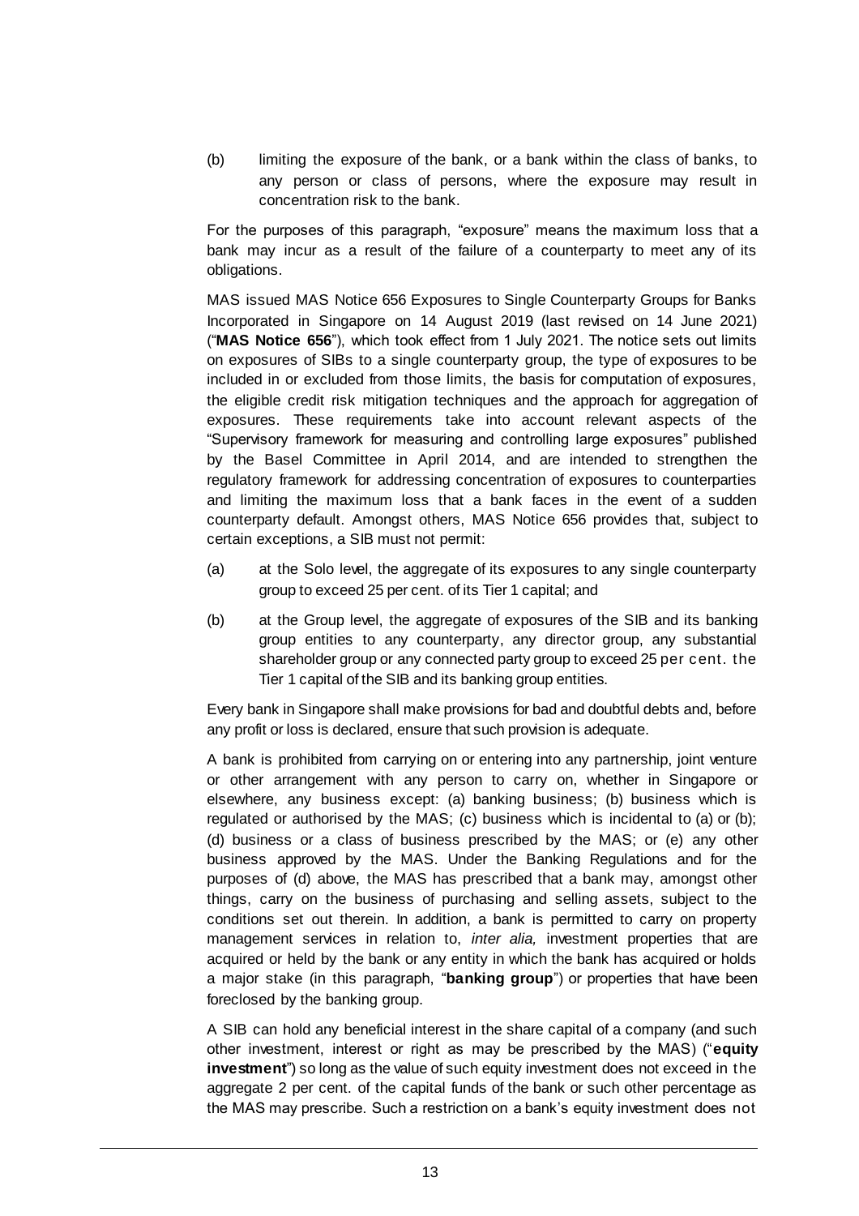(b) limiting the exposure of the bank, or a bank within the class of banks, to any person or class of persons, where the exposure may result in concentration risk to the bank.

For the purposes of this paragraph, "exposure" means the maximum loss that a bank may incur as a result of the failure of a counterparty to meet any of its obligations.

MAS issued MAS Notice 656 Exposures to Single Counterparty Groups for Banks Incorporated in Singapore on 14 August 2019 (last revised on 14 June 2021) ("**MAS Notice 656**"), which took effect from 1 July 2021. The notice sets out limits on exposures of SIBs to a single counterparty group, the type of exposures to be included in or excluded from those limits, the basis for computation of exposures, the eligible credit risk mitigation techniques and the approach for aggregation of exposures. These requirements take into account relevant aspects of the "Supervisory framework for measuring and controlling large exposures" published by the Basel Committee in April 2014, and are intended to strengthen the regulatory framework for addressing concentration of exposures to counterparties and limiting the maximum loss that a bank faces in the event of a sudden counterparty default. Amongst others, MAS Notice 656 provides that, subject to certain exceptions, a SIB must not permit:

(a) at the Solo level, the aggregate of its exposures to any single counterparty group to exceed 25 per cent. of its Tier 1 capital; and

(b) at the Group level, the aggregate of exposures of the SIB and its banking group entities to any counterparty, any director group, any substantial shareholder group or any connected party group to exceed 25 per cent. the Tier 1 capital of the SIB and its banking group entities.

Every bank in Singapore shall make provisions for bad and doubtful debts and, before any profit or loss is declared, ensure that such provision is adequate.

A bank is prohibited from carrying on or entering into any partnership, joint venture or other arrangement with any person to carry on, whether in Singapore or elsewhere, any business except: (a) banking business; (b) business which is regulated or authorised by the MAS; (c) business which is incidental to (a) or (b); (d) business or a class of business prescribed by the MAS; or (e) any other business approved by the MAS. Under the Banking Regulations and for the purposes of (d) above, the MAS has prescribed that a bank may, amongst other things, carry on the business of purchasing and selling assets, subject to the conditions set out therein. In addition, a bank is permitted to carry on property management services in relation to, *inter alia,* investment properties that are acquired or held by the bank or any entity in which the bank has acquired or holds a major stake (in this paragraph, "**banking group**") or properties that have been foreclosed by the banking group.

A SIB can hold any beneficial interest in the share capital of a company (and such other investment, interest or right as may be prescribed by the MAS) ("**equity investment**") so long as the value of such equity investment does not exceed in the aggregate 2 per cent. of the capital funds of the bank or such other percentage as the MAS may prescribe. Such a restriction on a bank's equity investment does not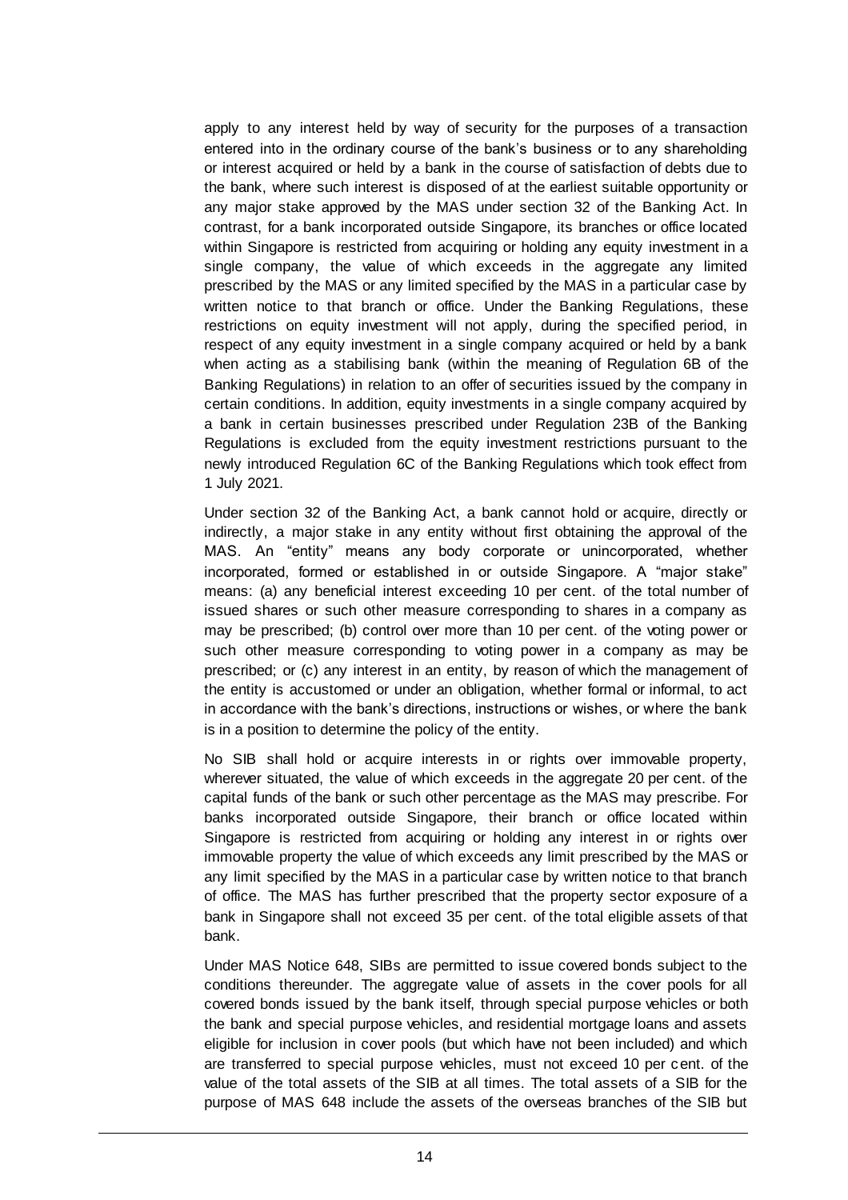apply to any interest held by way of security for the purposes of a transaction entered into in the ordinary course of the bank's business or to any shareholding or interest acquired or held by a bank in the course of satisfaction of debts due to the bank, where such interest is disposed of at the earliest suitable opportunity or any major stake approved by the MAS under section 32 of the Banking Act. In contrast, for a bank incorporated outside Singapore, its branches or office located within Singapore is restricted from acquiring or holding any equity investment in a single company, the value of which exceeds in the aggregate any limited prescribed by the MAS or any limited specified by the MAS in a particular case by written notice to that branch or office. Under the Banking Regulations, these restrictions on equity investment will not apply, during the specified period, in respect of any equity investment in a single company acquired or held by a bank when acting as a stabilising bank (within the meaning of Regulation 6B of the Banking Regulations) in relation to an offer of securities issued by the company in certain conditions. In addition, equity investments in a single company acquired by a bank in certain businesses prescribed under Regulation 23B of the Banking Regulations is excluded from the equity investment restrictions pursuant to the newly introduced Regulation 6C of the Banking Regulations which took effect from 1 July 2021.

Under section 32 of the Banking Act, a bank cannot hold or acquire, directly or indirectly, a major stake in any entity without first obtaining the approval of the MAS. An "entity" means any body corporate or unincorporated, whether incorporated, formed or established in or outside Singapore. A "major stake" means: (a) any beneficial interest exceeding 10 per cent. of the total number of issued shares or such other measure corresponding to shares in a company as may be prescribed; (b) control over more than 10 per cent. of the voting power or such other measure corresponding to voting power in a company as may be prescribed; or (c) any interest in an entity, by reason of which the management of the entity is accustomed or under an obligation, whether formal or informal, to act in accordance with the bank's directions, instructions or wishes, or where the bank is in a position to determine the policy of the entity.

No SIB shall hold or acquire interests in or rights over immovable property, wherever situated, the value of which exceeds in the aggregate 20 per cent. of the capital funds of the bank or such other percentage as the MAS may prescribe. For banks incorporated outside Singapore, their branch or office located within Singapore is restricted from acquiring or holding any interest in or rights over immovable property the value of which exceeds any limit prescribed by the MAS or any limit specified by the MAS in a particular case by written notice to that branch of office. The MAS has further prescribed that the property sector exposure of a bank in Singapore shall not exceed 35 per cent. of the total eligible assets of that bank.

Under MAS Notice 648, SIBs are permitted to issue covered bonds subject to the conditions thereunder. The aggregate value of assets in the cover pools for all covered bonds issued by the bank itself, through special purpose vehicles or both the bank and special purpose vehicles, and residential mortgage loans and assets eligible for inclusion in cover pools (but which have not been included) and which are transferred to special purpose vehicles, must not exceed 10 per cent. of the value of the total assets of the SIB at all times. The total assets of a SIB for the purpose of MAS 648 include the assets of the overseas branches of the SIB but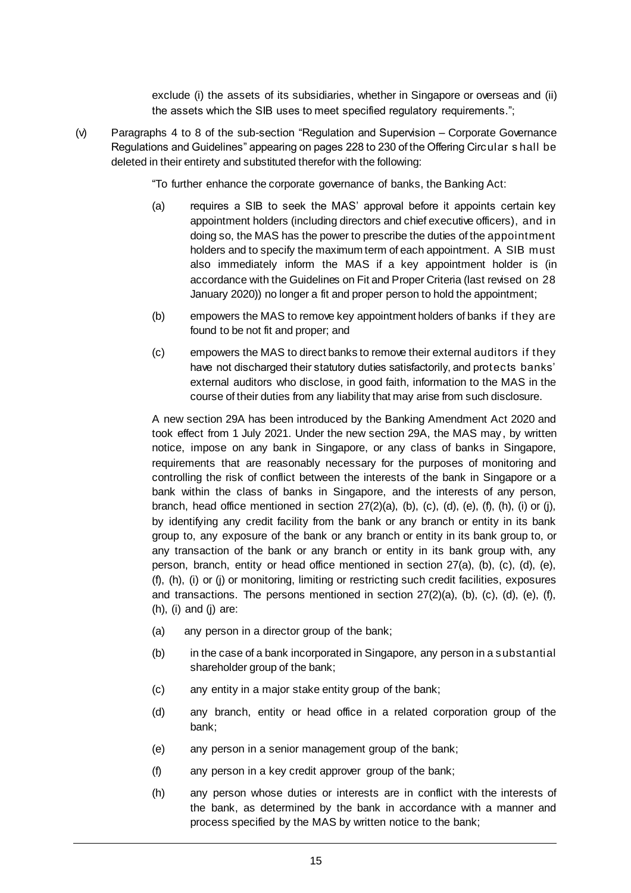exclude (i) the assets of its subsidiaries, whether in Singapore or overseas and (ii) the assets which the SIB uses to meet specified regulatory requirements.";

(v) Paragraphs 4 to 8 of the sub-section "Regulation and Supervision – Corporate Governance Regulations and Guidelines" appearing on pages 228 to 230 of the Offering Circular shall be deleted in their entirety and substituted therefor with the following:

"To further enhance the corporate governance of banks, the Banking Act:

(a) requires a SIB to seek the MAS' approval before it appoints certain key appointment holders (including directors and chief executive officers), and in doing so, the MAS has the power to prescribe the duties of the appointment holders and to specify the maximum term of each appointment. A SIB must also immediately inform the MAS if a key appointment holder is (in accordance with the Guidelines on Fit and Proper Criteria (last revised on 28 January 2020)) no longer a fit and proper person to hold the appointment;

(b) empowers the MAS to remove key appointment holders of banks if they are found to be not fit and proper; and

(c) empowers the MAS to direct banks to remove their external auditors if they have not discharged their statutory duties satisfactorily, and protects banks' external auditors who disclose, in good faith, information to the MAS in the course of their duties from any liability that may arise from such disclosure.

A new section 29A has been introduced by the Banking Amendment Act 2020 and took effect from 1 July 2021. Under the new section 29A, the MAS may, by written notice, impose on any bank in Singapore, or any class of banks in Singapore, requirements that are reasonably necessary for the purposes of monitoring and controlling the risk of conflict between the interests of the bank in Singapore or a bank within the class of banks in Singapore, and the interests of any person, branch, head office mentioned in section 27(2)(a), (b), (c), (d), (e), (f), (h), (i) or (j), by identifying any credit facility from the bank or any branch or entity in its bank group to, any exposure of the bank or any branch or entity in its bank group to, or any transaction of the bank or any branch or entity in its bank group with, any person, branch, entity or head office mentioned in section 27(a), (b), (c), (d), (e), (f), (h), (i) or (j) or monitoring, limiting or restricting such credit facilities, exposures and transactions. The persons mentioned in section 27(2)(a), (b), (c), (d), (e), (f), (h), (i) and (j) are:

(a) any person in a director group of the bank;

(b) in the case of a bank incorporated in Singapore, any person in a substantial shareholder group of the bank;

(c) any entity in a major stake entity group of the bank;

(d) any branch, entity or head office in a related corporation group of the bank;

(e) any person in a senior management group of the bank;

(f) any person in a key credit approver group of the bank;

(h) any person whose duties or interests are in conflict with the interests of the bank, as determined by the bank in accordance with a manner and process specified by the MAS by written notice to the bank;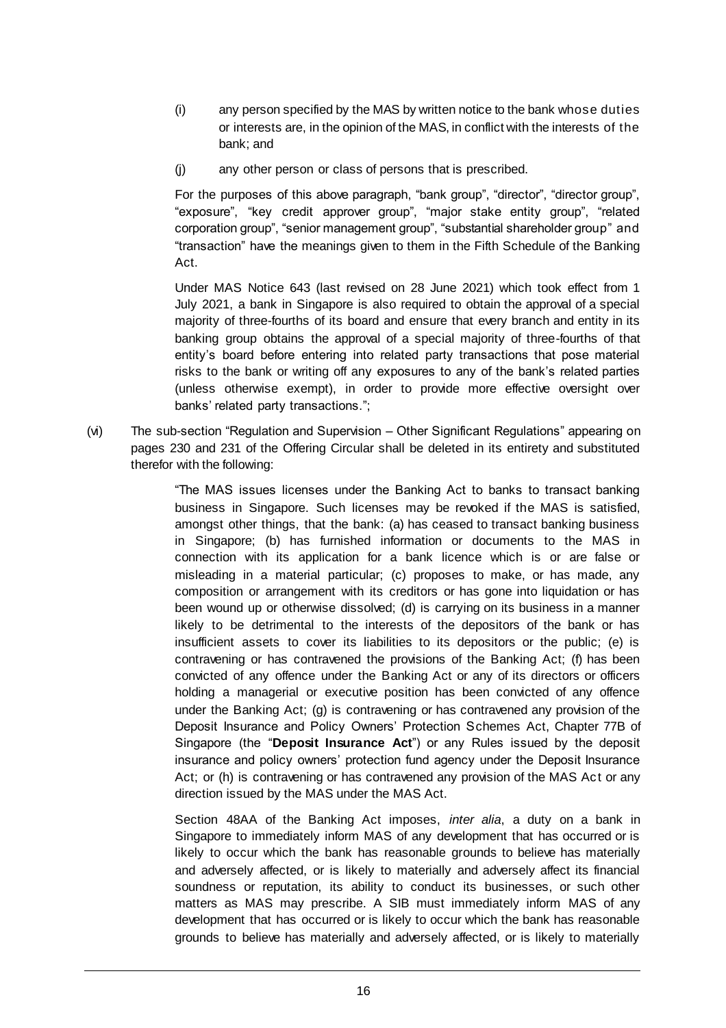(i) any person specified by the MAS by written notice to the bank whose duties or interests are, in the opinion of the MAS, in conflict with the interests of the bank; and

(j) any other person or class of persons that is prescribed.

For the purposes of this above paragraph, "bank group", "director", "director group", "exposure", "key credit approver group", "major stake entity group", "related corporation group", "senior management group", "substantial shareholder group" and "transaction" have the meanings given to them in the Fifth Schedule of the Banking Act.

Under MAS Notice 643 (last revised on 28 June 2021) which took effect from 1 July 2021, a bank in Singapore is also required to obtain the approval of a special majority of three-fourths of its board and ensure that every branch and entity in its banking group obtains the approval of a special majority of three-fourths of that entity's board before entering into related party transactions that pose material risks to the bank or writing off any exposures to any of the bank's related parties (unless otherwise exempt), in order to provide more effective oversight over banks' related party transactions.";

(vi) The sub-section "Regulation and Supervision – Other Significant Regulations" appearing on pages 230 and 231 of the Offering Circular shall be deleted in its entirety and substituted therefor with the following:

> "The MAS issues licenses under the Banking Act to banks to transact banking business in Singapore. Such licenses may be revoked if the MAS is satisfied, amongst other things, that the bank: (a) has ceased to transact banking business in Singapore; (b) has furnished information or documents to the MAS in connection with its application for a bank licence which is or are false or misleading in a material particular; (c) proposes to make, or has made, any composition or arrangement with its creditors or has gone into liquidation or has been wound up or otherwise dissolved; (d) is carrying on its business in a manner likely to be detrimental to the interests of the depositors of the bank or has insufficient assets to cover its liabilities to its depositors or the public; (e) is contravening or has contravened the provisions of the Banking Act; (f) has been convicted of any offence under the Banking Act or any of its directors or officers holding a managerial or executive position has been convicted of any offence under the Banking Act; (g) is contravening or has contravened any provision of the Deposit Insurance and Policy Owners' Protection Schemes Act, Chapter 77B of Singapore (the "**Deposit Insurance Act**") or any Rules issued by the deposit insurance and policy owners' protection fund agency under the Deposit Insurance Act; or (h) is contravening or has contravened any provision of the MAS Act or any direction issued by the MAS under the MAS Act.
>
> Section 48AA of the Banking Act imposes, *inter alia*, a duty on a bank in Singapore to immediately inform MAS of any development that has occurred or is likely to occur which the bank has reasonable grounds to believe has materially and adversely affected, or is likely to materially and adversely affect its financial soundness or reputation, its ability to conduct its businesses, or such other matters as MAS may prescribe. A SIB must immediately inform MAS of any development that has occurred or is likely to occur which the bank has reasonable grounds to believe has materially and adversely affected, or is likely to materially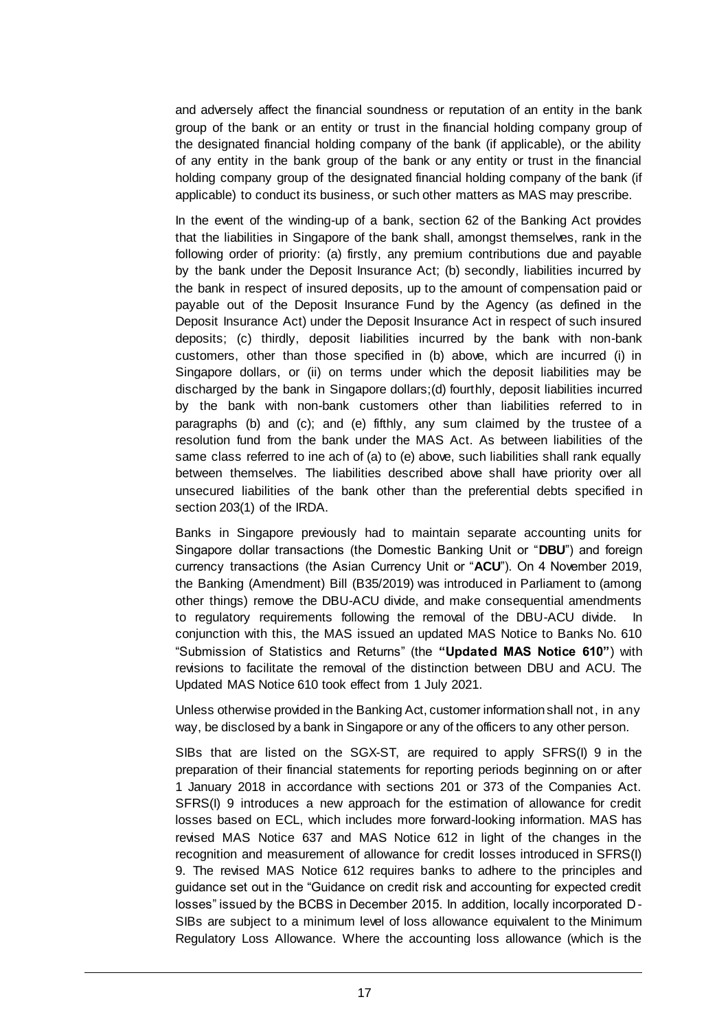and adversely affect the financial soundness or reputation of an entity in the bank group of the bank or an entity or trust in the financial holding company group of the designated financial holding company of the bank (if applicable), or the ability of any entity in the bank group of the bank or any entity or trust in the financial holding company group of the designated financial holding company of the bank (if applicable) to conduct its business, or such other matters as MAS may prescribe.

In the event of the winding-up of a bank, section 62 of the Banking Act provides that the liabilities in Singapore of the bank shall, amongst themselves, rank in the following order of priority: (a) firstly, any premium contributions due and payable by the bank under the Deposit Insurance Act; (b) secondly, liabilities incurred by the bank in respect of insured deposits, up to the amount of compensation paid or payable out of the Deposit Insurance Fund by the Agency (as defined in the Deposit Insurance Act) under the Deposit Insurance Act in respect of such insured deposits; (c) thirdly, deposit liabilities incurred by the bank with non-bank customers, other than those specified in (b) above, which are incurred (i) in Singapore dollars, or (ii) on terms under which the deposit liabilities may be discharged by the bank in Singapore dollars;(d) fourthly, deposit liabilities incurred by the bank with non-bank customers other than liabilities referred to in paragraphs (b) and (c); and (e) fifthly, any sum claimed by the trustee of a resolution fund from the bank under the MAS Act. As between liabilities of the same class referred to ine ach of (a) to (e) above, such liabilities shall rank equally between themselves. The liabilities described above shall have priority over all unsecured liabilities of the bank other than the preferential debts specified in section 203(1) of the IRDA.

Banks in Singapore previously had to maintain separate accounting units for Singapore dollar transactions (the Domestic Banking Unit or "**DBU**") and foreign currency transactions (the Asian Currency Unit or "**ACU**"). On 4 November 2019, the Banking (Amendment) Bill (B35/2019) was introduced in Parliament to (among other things) remove the DBU-ACU divide, and make consequential amendments to regulatory requirements following the removal of the DBU-ACU divide. In conjunction with this, the MAS issued an updated MAS Notice to Banks No. 610 "Submission of Statistics and Returns" (the **"Updated MAS Notice 610"**) with revisions to facilitate the removal of the distinction between DBU and ACU. The Updated MAS Notice 610 took effect from 1 July 2021.

Unless otherwise provided in the Banking Act, customer information shall not, in any way, be disclosed by a bank in Singapore or any of the officers to any other person.

SIBs that are listed on the SGX-ST, are required to apply SFRS(I) 9 in the preparation of their financial statements for reporting periods beginning on or after 1 January 2018 in accordance with sections 201 or 373 of the Companies Act. SFRS(I) 9 introduces a new approach for the estimation of allowance for credit losses based on ECL, which includes more forward-looking information. MAS has revised MAS Notice 637 and MAS Notice 612 in light of the changes in the recognition and measurement of allowance for credit losses introduced in SFRS(I) 9. The revised MAS Notice 612 requires banks to adhere to the principles and guidance set out in the "Guidance on credit risk and accounting for expected credit losses" issued by the BCBS in December 2015. In addition, locally incorporated D-SIBs are subject to a minimum level of loss allowance equivalent to the Minimum Regulatory Loss Allowance. Where the accounting loss allowance (which is the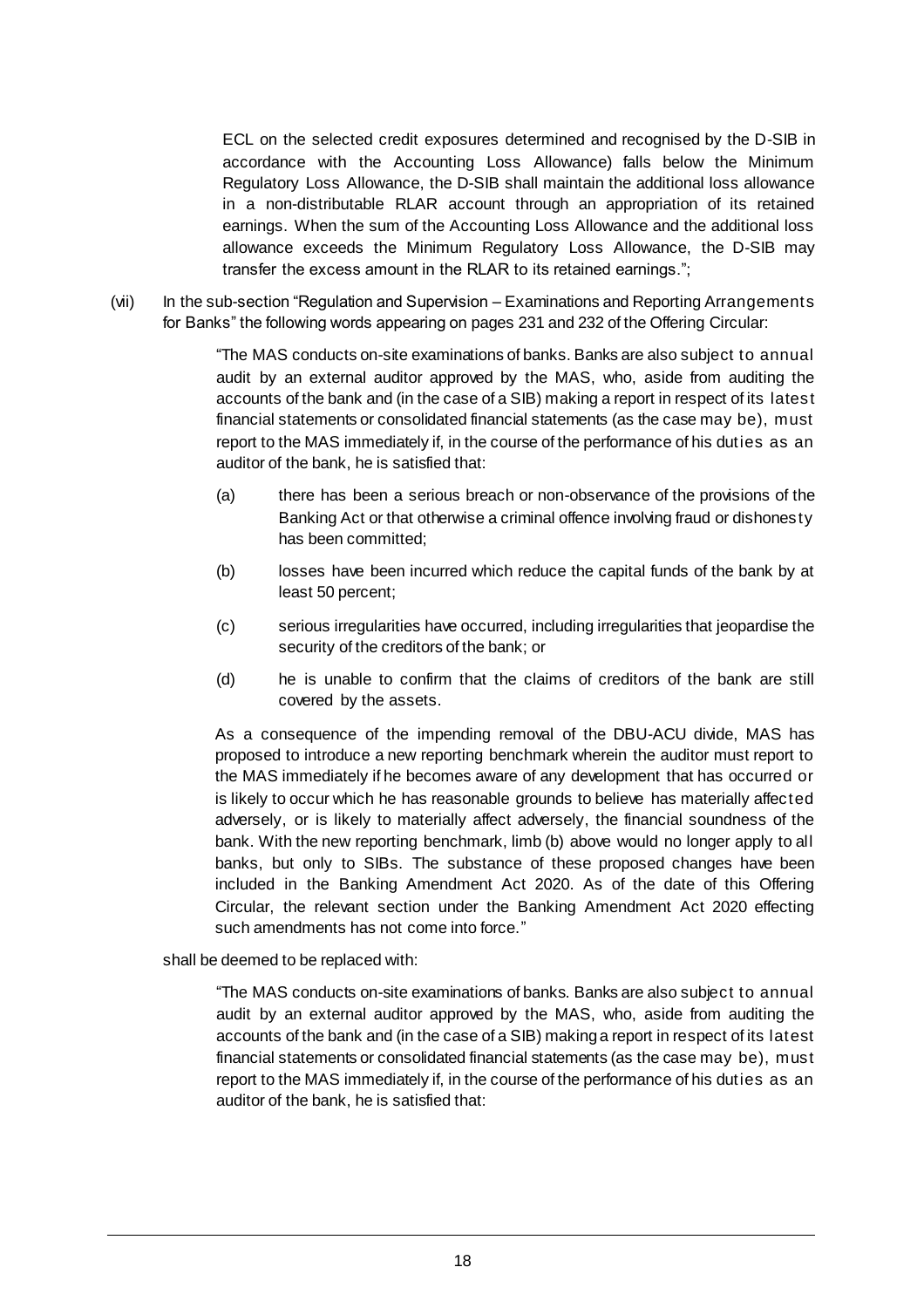ECL on the selected credit exposures determined and recognised by the D-SIB in accordance with the Accounting Loss Allowance) falls below the Minimum Regulatory Loss Allowance, the D-SIB shall maintain the additional loss allowance in a non-distributable RLAR account through an appropriation of its retained earnings. When the sum of the Accounting Loss Allowance and the additional loss allowance exceeds the Minimum Regulatory Loss Allowance, the D-SIB may transfer the excess amount in the RLAR to its retained earnings.";

(vii) In the sub-section "Regulation and Supervision – Examinations and Reporting Arrangements for Banks" the following words appearing on pages 231 and 232 of the Offering Circular:

> "The MAS conducts on-site examinations of banks. Banks are also subject to annual audit by an external auditor approved by the MAS, who, aside from auditing the accounts of the bank and (in the case of a SIB) making a report in respect of its latest financial statements or consolidated financial statements (as the case may be), must report to the MAS immediately if, in the course of the performance of his duties as an auditor of the bank, he is satisfied that:
>
> (a) there has been a serious breach or non-observance of the provisions of the Banking Act or that otherwise a criminal offence involving fraud or dishonesty has been committed;
>
> (b) losses have been incurred which reduce the capital funds of the bank by at least 50 percent;
>
> (c) serious irregularities have occurred, including irregularities that jeopardise the security of the creditors of the bank; or
>
> (d) he is unable to confirm that the claims of creditors of the bank are still covered by the assets.
>
> As a consequence of the impending removal of the DBU-ACU divide, MAS has proposed to introduce a new reporting benchmark wherein the auditor must report to the MAS immediately if he becomes aware of any development that has occurred or is likely to occur which he has reasonable grounds to believe has materially affected adversely, or is likely to materially affect adversely, the financial soundness of the bank. With the new reporting benchmark, limb (b) above would no longer apply to all banks, but only to SIBs. The substance of these proposed changes have been included in the Banking Amendment Act 2020. As of the date of this Offering Circular, the relevant section under the Banking Amendment Act 2020 effecting such amendments has not come into force."

shall be deemed to be replaced with:

> "The MAS conducts on-site examinations of banks. Banks are also subject to annual audit by an external auditor approved by the MAS, who, aside from auditing the accounts of the bank and (in the case of a SIB) making a report in respect of its latest financial statements or consolidated financial statements (as the case may be), must report to the MAS immediately if, in the course of the performance of his duties as an auditor of the bank, he is satisfied that: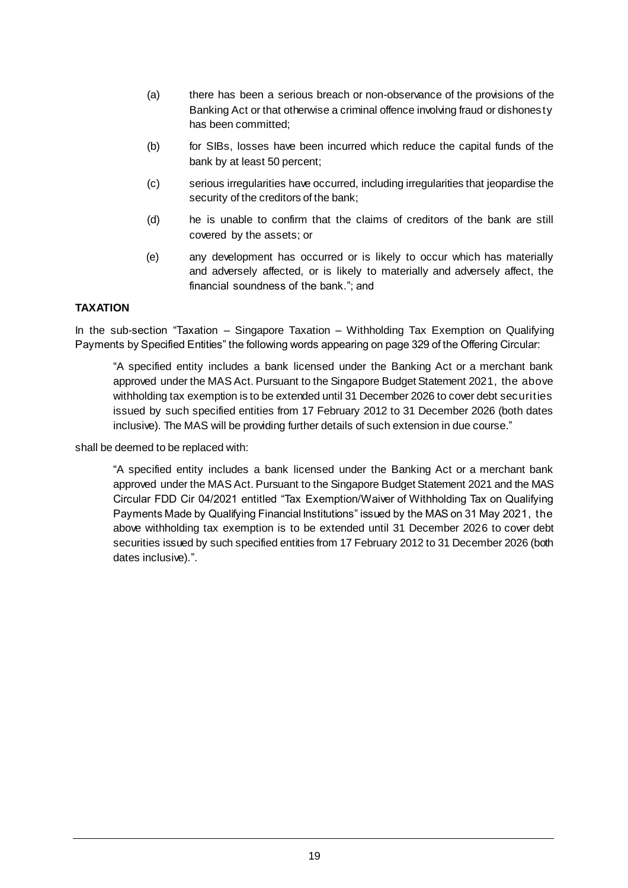(a) there has been a serious breach or non-observance of the provisions of the Banking Act or that otherwise a criminal offence involving fraud or dishonesty has been committed;

(b) for SIBs, losses have been incurred which reduce the capital funds of the bank by at least 50 percent;

(c) serious irregularities have occurred, including irregularities that jeopardise the security of the creditors of the bank;

(d) he is unable to confirm that the claims of creditors of the bank are still covered by the assets; or

(e) any development has occurred or is likely to occur which has materially and adversely affected, or is likely to materially and adversely affect, the financial soundness of the bank."; and

**TAXATION**

In the sub-section "Taxation – Singapore Taxation – Withholding Tax Exemption on Qualifying Payments by Specified Entities" the following words appearing on page 329 of the Offering Circular:

> "A specified entity includes a bank licensed under the Banking Act or a merchant bank approved under the MAS Act. Pursuant to the Singapore Budget Statement 2021, the above withholding tax exemption is to be extended until 31 December 2026 to cover debt securities issued by such specified entities from 17 February 2012 to 31 December 2026 (both dates inclusive). The MAS will be providing further details of such extension in due course."

shall be deemed to be replaced with:

> "A specified entity includes a bank licensed under the Banking Act or a merchant bank approved under the MAS Act. Pursuant to the Singapore Budget Statement 2021 and the MAS Circular FDD Cir 04/2021 entitled "Tax Exemption/Waiver of Withholding Tax on Qualifying Payments Made by Qualifying Financial Institutions" issued by the MAS on 31 May 2021, the above withholding tax exemption is to be extended until 31 December 2026 to cover debt securities issued by such specified entities from 17 February 2012 to 31 December 2026 (both dates inclusive).".